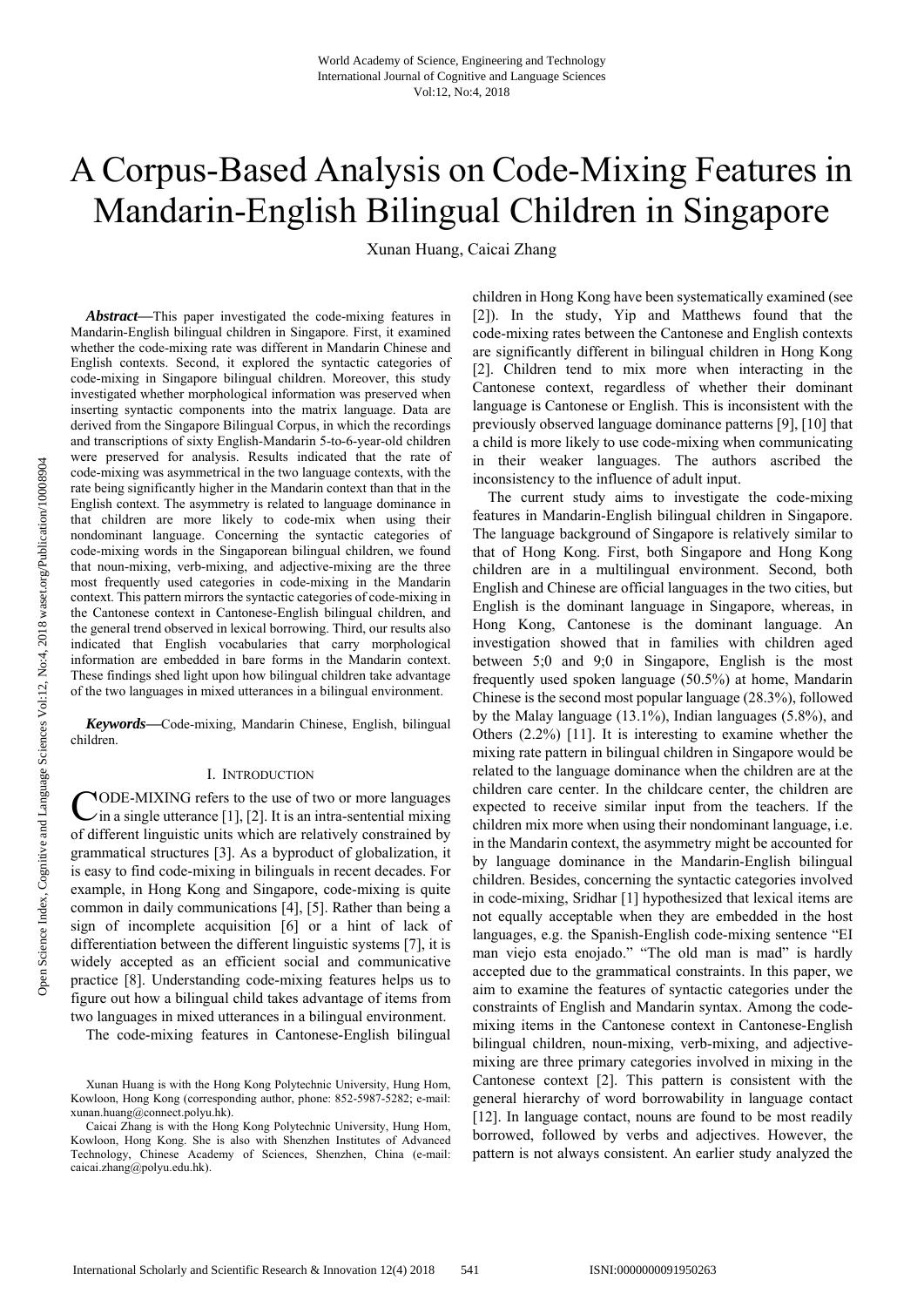# A Corpus-Based Analysis on Code-Mixing Features in Mandarin-English Bilingual Children in Singapore

Xunan Huang, Caicai Zhang

***Abstract*—**This paper investigated the code-mixing features in Mandarin-English bilingual children in Singapore. First, it examined whether the code-mixing rate was different in Mandarin Chinese and English contexts. Second, it explored the syntactic categories of code-mixing in Singapore bilingual children. Moreover, this study investigated whether morphological information was preserved when inserting syntactic components into the matrix language. Data are derived from the Singapore Bilingual Corpus, in which the recordings and transcriptions of sixty English-Mandarin 5-to-6-year-old children were preserved for analysis. Results indicated that the rate of code-mixing was asymmetrical in the two language contexts, with the rate being significantly higher in the Mandarin context than that in the English context. The asymmetry is related to language dominance in that children are more likely to code-mix when using their nondominant language. Concerning the syntactic categories of code-mixing words in the Singaporean bilingual children, we found that noun-mixing, verb-mixing, and adjective-mixing are the three most frequently used categories in code-mixing in the Mandarin context. This pattern mirrors the syntactic categories of code-mixing in the Cantonese context in Cantonese-English bilingual children, and the general trend observed in lexical borrowing. Third, our results also indicated that English vocabularies that carry morphological information are embedded in bare forms in the Mandarin context. These findings shed light upon how bilingual children take advantage of the two languages in mixed utterances in a bilingual environment.

***Keywords*—**Code-mixing, Mandarin Chinese, English, bilingual children.

## I. Introduction

CODE-MIXING refers to the use of two or more languages in a single utterance [1], [2]. It is an intra-sentential mixing of different linguistic units which are relatively constrained by grammatical structures [3]. As a byproduct of globalization, it is easy to find code-mixing in bilinguals in recent decades. For example, in Hong Kong and Singapore, code-mixing is quite common in daily communications [4], [5]. Rather than being a sign of incomplete acquisition [6] or a hint of lack of differentiation between the different linguistic systems [7], it is widely accepted as an efficient social and communicative practice [8]. Understanding code-mixing features helps us to figure out how a bilingual child takes advantage of items from two languages in mixed utterances in a bilingual environment.

The code-mixing features in Cantonese-English bilingual children in Hong Kong have been systematically examined (see [2]). In the study, Yip and Matthews found that the code-mixing rates between the Cantonese and English contexts are significantly different in bilingual children in Hong Kong [2]. Children tend to mix more when interacting in the Cantonese context, regardless of whether their dominant language is Cantonese or English. This is inconsistent with the previously observed language dominance patterns [9], [10] that a child is more likely to use code-mixing when communicating in their weaker languages. The authors ascribed the inconsistency to the influence of adult input.

The current study aims to investigate the code-mixing features in Mandarin-English bilingual children in Singapore. The language background of Singapore is relatively similar to that of Hong Kong. First, both Singapore and Hong Kong children are in a multilingual environment. Second, both English and Chinese are official languages in the two cities, but English is the dominant language in Singapore, whereas, in Hong Kong, Cantonese is the dominant language. An investigation showed that in families with children aged between 5;0 and 9;0 in Singapore, English is the most frequently used spoken language (50.5%) at home, Mandarin Chinese is the second most popular language (28.3%), followed by the Malay language (13.1%), Indian languages (5.8%), and Others (2.2%) [11]. It is interesting to examine whether the mixing rate pattern in bilingual children in Singapore would be related to the language dominance when the children are at the children care center. In the childcare center, the children are expected to receive similar input from the teachers. If the children mix more when using their nondominant language, i.e. in the Mandarin context, the asymmetry might be accounted for by language dominance in the Mandarin-English bilingual children. Besides, concerning the syntactic categories involved in code-mixing, Sridhar [1] hypothesized that lexical items are not equally acceptable when they are embedded in the host languages, e.g. the Spanish-English code-mixing sentence "EI man viejo esta enojado." "The old man is mad" is hardly accepted due to the grammatical constraints. In this paper, we aim to examine the features of syntactic categories under the constraints of English and Mandarin syntax. Among the code-mixing items in the Cantonese context in Cantonese-English bilingual children, noun-mixing, verb-mixing, and adjective-mixing are three primary categories involved in mixing in the Cantonese context [2]. This pattern is consistent with the general hierarchy of word borrowability in language contact [12]. In language contact, nouns are found to be most readily borrowed, followed by verbs and adjectives. However, the pattern is not always consistent. An earlier study analyzed the

Xunan Huang is with the Hong Kong Polytechnic University, Hung Hom, Kowloon, Hong Kong (corresponding author, phone: 852-5987-5282; e-mail: xunan.huang@connect.polyu.hk).

Caicai Zhang is with the Hong Kong Polytechnic University, Hung Hom, Kowloon, Hong Kong. She is also with Shenzhen Institutes of Advanced Technology, Chinese Academy of Sciences, Shenzhen, China (e-mail: caicai.zhang@polyu.edu.hk).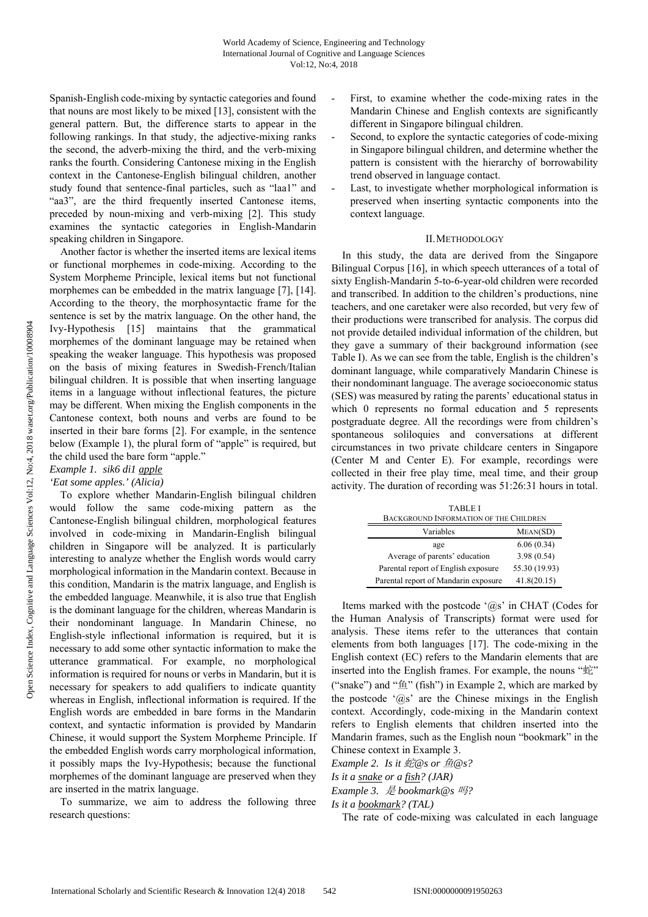Spanish-English code-mixing by syntactic categories and found that nouns are most likely to be mixed [13], consistent with the general pattern. But, the difference starts to appear in the following rankings. In that study, the adjective-mixing ranks the second, the adverb-mixing the third, and the verb-mixing ranks the fourth. Considering Cantonese mixing in the English context in the Cantonese-English bilingual children, another study found that sentence-final particles, such as "laa1" and "aa3", are the third frequently inserted Cantonese items, preceded by noun-mixing and verb-mixing [2]. This study examines the syntactic categories in English-Mandarin speaking children in Singapore.

Another factor is whether the inserted items are lexical items or functional morphemes in code-mixing. According to the System Morpheme Principle, lexical items but not functional morphemes can be embedded in the matrix language [7], [14]. According to the theory, the morphosyntactic frame for the sentence is set by the matrix language. On the other hand, the Ivy-Hypothesis [15] maintains that the grammatical morphemes of the dominant language may be retained when speaking the weaker language. This hypothesis was proposed on the basis of mixing features in Swedish-French/Italian bilingual children. It is possible that when inserting language items in a language without inflectional features, the picture may be different. When mixing the English components in the Cantonese context, both nouns and verbs are found to be inserted in their bare forms [2]. For example, in the sentence below (Example 1), the plural form of "apple" is required, but the child used the bare form "apple."

*Example 1. sik6 di1 apple*

*'Eat some apples.' (Alicia)*

To explore whether Mandarin-English bilingual children would follow the same code-mixing pattern as the Cantonese-English bilingual children, morphological features involved in code-mixing in Mandarin-English bilingual children in Singapore will be analyzed. It is particularly interesting to analyze whether the English words would carry morphological information in the Mandarin context. Because in this condition, Mandarin is the matrix language, and English is the embedded language. Meanwhile, it is also true that English is the dominant language for the children, whereas Mandarin is their nondominant language. In Mandarin Chinese, no English-style inflectional information is required, but it is necessary to add some other syntactic information to make the utterance grammatical. For example, no morphological information is required for nouns or verbs in Mandarin, but it is necessary for speakers to add qualifiers to indicate quantity whereas in English, inflectional information is required. If the English words are embedded in bare forms in the Mandarin context, and syntactic information is provided by Mandarin Chinese, it would support the System Morpheme Principle. If the embedded English words carry morphological information, it possibly maps the Ivy-Hypothesis; because the functional morphemes of the dominant language are preserved when they are inserted in the matrix language.

To summarize, we aim to address the following three research questions:

- First, to examine whether the code-mixing rates in the Mandarin Chinese and English contexts are significantly different in Singapore bilingual children.
- Second, to explore the syntactic categories of code-mixing in Singapore bilingual children, and determine whether the pattern is consistent with the hierarchy of borrowability trend observed in language contact.
- Last, to investigate whether morphological information is preserved when inserting syntactic components into the context language.

## II. Methodology

In this study, the data are derived from the Singapore Bilingual Corpus [16], in which speech utterances of a total of sixty English-Mandarin 5-to-6-year-old children were recorded and transcribed. In addition to the children's productions, nine teachers, and one caretaker were also recorded, but very few of their productions were transcribed for analysis. The corpus did not provide detailed individual information of the children, but they gave a summary of their background information (see Table I). As we can see from the table, English is the children's dominant language, while comparatively Mandarin Chinese is their nondominant language. The average socioeconomic status (SES) was measured by rating the parents' educational status in which 0 represents no formal education and 5 represents postgraduate degree. All the recordings were from children's spontaneous soliloquies and conversations at different circumstances in two private childcare centers in Singapore (Center M and Center E). For example, recordings were collected in their free play time, meal time, and their group activity. The duration of recording was 51:26:31 hours in total.

TABLE I
BACKGROUND INFORMATION OF THE CHILDREN

| Variables | MEAN(SD) |
|---|---|
| age | 6.06 (0.34) |
| Average of parents' education | 3.98 (0.54) |
| Parental report of English exposure | 55.30 (19.93) |
| Parental report of Mandarin exposure | 41.8(20.15) |

Items marked with the postcode '@s' in CHAT (Codes for the Human Analysis of Transcripts) format were used for analysis. These items refer to the utterances that contain elements from both languages [17]. The code-mixing in the English context (EC) refers to the Mandarin elements that are inserted into the English frames. For example, the nouns "蛇" ("snake") and "鱼" (fish") in Example 2, which are marked by the postcode '@s' are the Chinese mixings in the English context. Accordingly, code-mixing in the Mandarin context refers to English elements that children inserted into the Mandarin frames, such as the English noun "bookmark" in the Chinese context in Example 3.

*Example 2. Is it 蛇@s or 鱼@s?*

*Is it a snake or a fish? (JAR)*

*Example 3. 是 bookmark@s 吗?*

*Is it a bookmark? (TAL)*

The rate of code-mixing was calculated in each language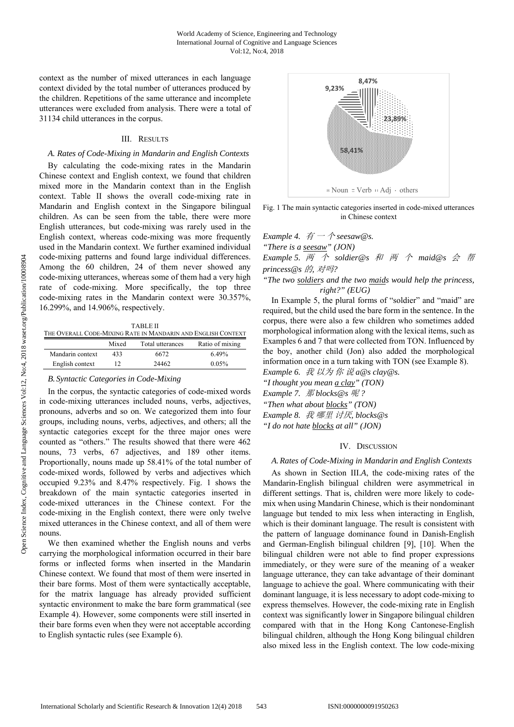context as the number of mixed utterances in each language context divided by the total number of utterances produced by the children. Repetitions of the same utterance and incomplete utterances were excluded from analysis. There were a total of 31134 child utterances in the corpus.

## III. Results

### A. Rates of Code-Mixing in Mandarin and English Contexts

By calculating the code-mixing rates in the Mandarin Chinese context and English context, we found that children mixed more in the Mandarin context than in the English context. Table II shows the overall code-mixing rate in Mandarin and English context in the Singapore bilingual children. As can be seen from the table, there were more English utterances, but code-mixing was rarely used in the English context, whereas code-mixing was more frequently used in the Mandarin context. We further examined individual code-mixing patterns and found large individual differences. Among the 60 children, 24 of them never showed any code-mixing utterances, whereas some of them had a very high rate of code-mixing. More specifically, the top three code-mixing rates in the Mandarin context were 30.357%, 16.299%, and 14.906%, respectively.

TABLE II
The Overall Code-Mixing Rate in Mandarin and English Context

| | Mixed | Total utterances | Ratio of mixing |
|---|---|---|---|
| Mandarin context | 433 | 6672 | 6.49% |
| English context | 12 | 24462 | 0.05% |

### B. Syntactic Categories in Code-Mixing

In the corpus, the syntactic categories of code-mixed words in code-mixing utterances included nouns, verbs, adjectives, pronouns, adverbs and so on. We categorized them into four groups, including nouns, verbs, adjectives, and others; all the syntactic categories except for the three major ones were counted as "others." The results showed that there were 462 nouns, 73 verbs, 67 adjectives, and 189 other items. Proportionally, nouns made up 58.41% of the total number of code-mixed words, followed by verbs and adjectives which occupied 9.23% and 8.47% respectively. Fig. 1 shows the breakdown of the main syntactic categories inserted in code-mixed utterances in the Chinese context. For the code-mixing in the English context, there were only twelve mixed utterances in the Chinese context, and all of them were nouns.

We then examined whether the English nouns and verbs carrying the morphological information occurred in their bare forms or inflected forms when inserted in the Mandarin Chinese context. We found that most of them were inserted in their bare forms. Most of them were syntactically acceptable, for the matrix language has already provided sufficient syntactic environment to make the bare form grammatical (see Example 4). However, some components were still inserted in their bare forms even when they were not acceptable according to English syntactic rules (see Example 6).

Fig. 1 The main syntactic categories inserted in code-mixed utterances in Chinese context

*Example 4.* *有 一 个 seesaw@s.*

*"There is a* *__seesaw__" (JON)*

*Example 5.* *两 个 soldier@s 和 两 个 maid@s 会 帮 princess@s 的, 对吗?*

*"The two __soldiers__ and the two __maids__ would help the princess, right?" (EUG)*

In Example 5, the plural forms of "soldier" and "maid" are required, but the child used the bare form in the sentence. In the corpus, there were also a few children who sometimes added morphological information along with the lexical items, such as Examples 6 and 7 that were collected from TON. Influenced by the boy, another child (Jon) also added the morphological information once in a turn taking with TON (see Example 8).

*Example 6.* *我 以为 你 说 a@s clay@s.*

*"I thought you mean __a clay__" (TON)*

*Example 7.* *那 blocks@s 呢?*

*"Then what about __blocks__" (TON)*

*Example 8.* *我 哪里 讨厌, blocks@s*

*"I do not hate __blocks__ at all" (JON)*

## IV. Discussion

### A. Rates of Code-Mixing in Mandarin and English Contexts

As shown in Section III.*A*, the code-mixing rates of the Mandarin-English bilingual children were asymmetrical in different settings. That is, children were more likely to code-mix when using Mandarin Chinese, which is their nondominant language but tended to mix less when interacting in English, which is their dominant language. The result is consistent with the pattern of language dominance found in Danish-English and German-English bilingual children [9], [10]. When the bilingual children were not able to find proper expressions immediately, or they were sure of the meaning of a weaker language utterance, they can take advantage of their dominant language to achieve the goal. Where communicating with their dominant language, it is less necessary to adopt code-mixing to express themselves. However, the code-mixing rate in English context was significantly lower in Singapore bilingual children compared with that in the Hong Kong Cantonese-English bilingual children, although the Hong Kong bilingual children also mixed less in the English context. The low code-mixing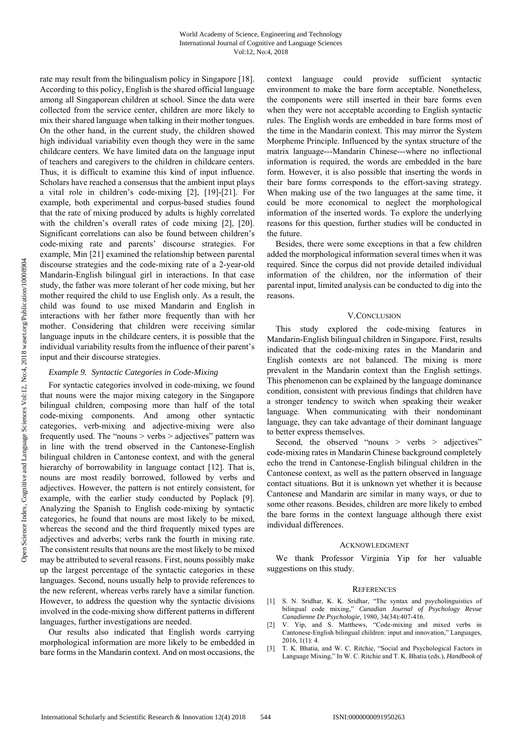rate may result from the bilingualism policy in Singapore [18]. According to this policy, English is the shared official language among all Singaporean children at school. Since the data were collected from the service center, children are more likely to mix their shared language when talking in their mother tongues. On the other hand, in the current study, the children showed high individual variability even though they were in the same childcare centers. We have limited data on the language input of teachers and caregivers to the children in childcare centers. Thus, it is difficult to examine this kind of input influence. Scholars have reached a consensus that the ambient input plays a vital role in children's code-mixing [2], [19]-[21]. For example, both experimental and corpus-based studies found that the rate of mixing produced by adults is highly correlated with the children's overall rates of code mixing [2], [20]. Significant correlations can also be found between children's code-mixing rate and parents' discourse strategies. For example, Min [21] examined the relationship between parental discourse strategies and the code-mixing rate of a 2-year-old Mandarin-English bilingual girl in interactions. In that case study, the father was more tolerant of her code mixing, but her mother required the child to use English only. As a result, the child was found to use mixed Mandarin and English in interactions with her father more frequently than with her mother. Considering that children were receiving similar language inputs in the childcare centers, it is possible that the individual variability results from the influence of their parent's input and their discourse strategies.

### *Example 9. Syntactic Categories in Code-Mixing*

For syntactic categories involved in code-mixing, we found that nouns were the major mixing category in the Singapore bilingual children, composing more than half of the total code-mixing components. And among other syntactic categories, verb-mixing and adjective-mixing were also frequently used. The "nouns > verbs > adjectives" pattern was in line with the trend observed in the Cantonese-English bilingual children in Cantonese context, and with the general hierarchy of borrowability in language contact [12]. That is, nouns are most readily borrowed, followed by verbs and adjectives. However, the pattern is not entirely consistent, for example, with the earlier study conducted by Poplack [9]. Analyzing the Spanish to English code-mixing by syntactic categories, he found that nouns are most likely to be mixed, whereas the second and the third frequently mixed types are adjectives and adverbs; verbs rank the fourth in mixing rate. The consistent results that nouns are the most likely to be mixed may be attributed to several reasons. First, nouns possibly make up the largest percentage of the syntactic categories in these languages. Second, nouns usually help to provide references to the new referent, whereas verbs rarely have a similar function. However, to address the question why the syntactic divisions involved in the code-mixing show different patterns in different languages, further investigations are needed.

Our results also indicated that English words carrying morphological information are more likely to be embedded in bare forms in the Mandarin context. And on most occasions, the context language could provide sufficient syntactic environment to make the bare form acceptable. Nonetheless, the components were still inserted in their bare forms even when they were not acceptable according to English syntactic rules. The English words are embedded in bare forms most of the time in the Mandarin context. This may mirror the System Morpheme Principle. Influenced by the syntax structure of the matrix language---Mandarin Chinese---where no inflectional information is required, the words are embedded in the bare form. However, it is also possible that inserting the words in their bare forms corresponds to the effort-saving strategy. When making use of the two languages at the same time, it could be more economical to neglect the morphological information of the inserted words. To explore the underlying reasons for this question, further studies will be conducted in the future.

Besides, there were some exceptions in that a few children added the morphological information several times when it was required. Since the corpus did not provide detailed individual information of the children, nor the information of their parental input, limited analysis can be conducted to dig into the reasons.

## V. Conclusion

This study explored the code-mixing features in Mandarin-English bilingual children in Singapore. First, results indicated that the code-mixing rates in the Mandarin and English contexts are not balanced. The mixing is more prevalent in the Mandarin context than the English settings. This phenomenon can be explained by the language dominance condition, consistent with previous findings that children have a stronger tendency to switch when speaking their weaker language. When communicating with their nondominant language, they can take advantage of their dominant language to better express themselves.

Second, the observed "nouns > verbs > adjectives" code-mixing rates in Mandarin Chinese background completely echo the trend in Cantonese-English bilingual children in the Cantonese context, as well as the pattern observed in language contact situations. But it is unknown yet whether it is because Cantonese and Mandarin are similar in many ways, or due to some other reasons. Besides, children are more likely to embed the bare forms in the context language although there exist individual differences.

## Acknowledgment

We thank Professor Virginia Yip for her valuable suggestions on this study.

## References

[1] S. N. Sridhar, K. K. Sridhar, "The syntax and psycholinguistics of bilingual code mixing," *Canadian Journal of Psychology Revue Canadienne De Psychologie,* 1980, 34(34):407-416.

[2] V. Yip, and S. Matthews, "Code-mixing and mixed verbs in Cantonese-English bilingual children: input and innovation," Languages, 2016, 1(1): 4.

[3] T. K. Bhatia, and W. C. Ritchie, "Social and Psychological Factors in Language Mixing," In W. C. Ritchie and T. K. Bhatia (eds.), *Handbook of*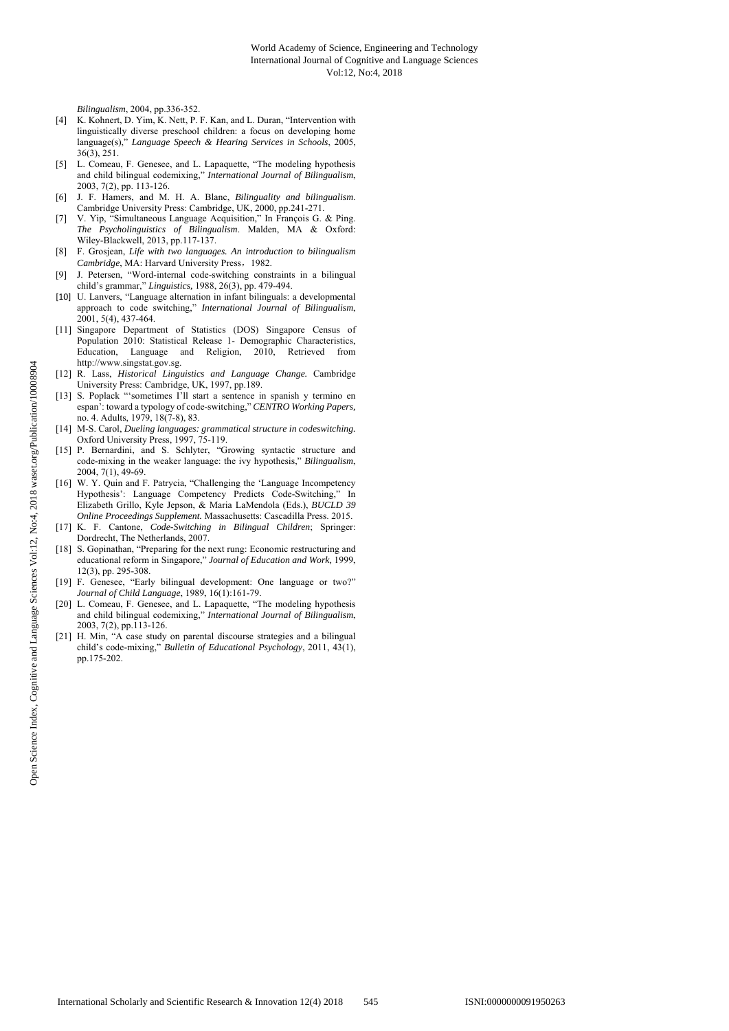*Bilingualism*, 2004, pp.336-352.

[4] K. Kohnert, D. Yim, K. Nett, P. F. Kan, and L. Duran, "Intervention with linguistically diverse preschool children: a focus on developing home language(s)," *Language Speech & Hearing Services in Schools*, 2005, 36(3), 251.

[5] L. Comeau, F. Genesee, and L. Lapaquette, "The modeling hypothesis and child bilingual codemixing," *International Journal of Bilingualism*, 2003, 7(2), pp. 113-126.

[6] J. F. Hamers, and M. H. A. Blanc, *Bilinguality and bilingualism*. Cambridge University Press: Cambridge, UK, 2000, pp.241-271.

[7] V. Yip, "Simultaneous Language Acquisition," In François G. & Ping. *The Psycholinguistics of Bilingualism*. Malden, MA & Oxford: Wiley-Blackwell, 2013, pp.117-137.

[8] F. Grosjean, *Life with two languages. An introduction to bilingualism Cambridge*, MA: Harvard University Press，1982.

[9] J. Petersen, "Word-internal code-switching constraints in a bilingual child's grammar," *Linguistics*, 1988, 26(3), pp. 479-494.

[10] U. Lanvers, "Language alternation in infant bilinguals: a developmental approach to code switching," *International Journal of Bilingualism*, 2001, 5(4), 437-464.

[11] Singapore Department of Statistics (DOS) Singapore Census of Population 2010: Statistical Release 1- Demographic Characteristics, Education, Language and Religion, 2010, Retrieved from http://www.singstat.gov.sg.

[12] R. Lass, *Historical Linguistics and Language Change.* Cambridge University Press: Cambridge, UK, 1997, pp.189.

[13] S. Poplack "'sometimes I'll start a sentence in spanish y termino en espan': toward a typology of code-switching," *CENTRO Working Papers,* no. 4. Adults, 1979, 18(7-8), 83.

[14] M-S. Carol, *Dueling languages: grammatical structure in codeswitching.* Oxford University Press, 1997, 75-119.

[15] P. Bernardini, and S. Schlyter, "Growing syntactic structure and code-mixing in the weaker language: the ivy hypothesis," *Bilingualism*, 2004, 7(1), 49-69.

[16] W. Y. Quin and F. Patrycia, "Challenging the 'Language Incompetency Hypothesis': Language Competency Predicts Code-Switching," In Elizabeth Grillo, Kyle Jepson, & Maria LaMendola (Eds.), *BUCLD 39 Online Proceedings Supplement.* Massachusetts: Cascadilla Press. 2015.

[17] K. F. Cantone, *Code-Switching in Bilingual Children*; Springer: Dordrecht, The Netherlands, 2007.

[18] S. Gopinathan, "Preparing for the next rung: Economic restructuring and educational reform in Singapore," *Journal of Education and Work,* 1999, 12(3), pp. 295-308.

[19] F. Genesee, "Early bilingual development: One language or two?" *Journal of Child Language*, 1989, 16(1):161-79.

[20] L. Comeau, F. Genesee, and L. Lapaquette, "The modeling hypothesis and child bilingual codemixing," *International Journal of Bilingualism*, 2003, 7(2), pp.113-126.

[21] H. Min, "A case study on parental discourse strategies and a bilingual child's code-mixing," *Bulletin of Educational Psychology*, 2011, 43(1), pp.175-202.